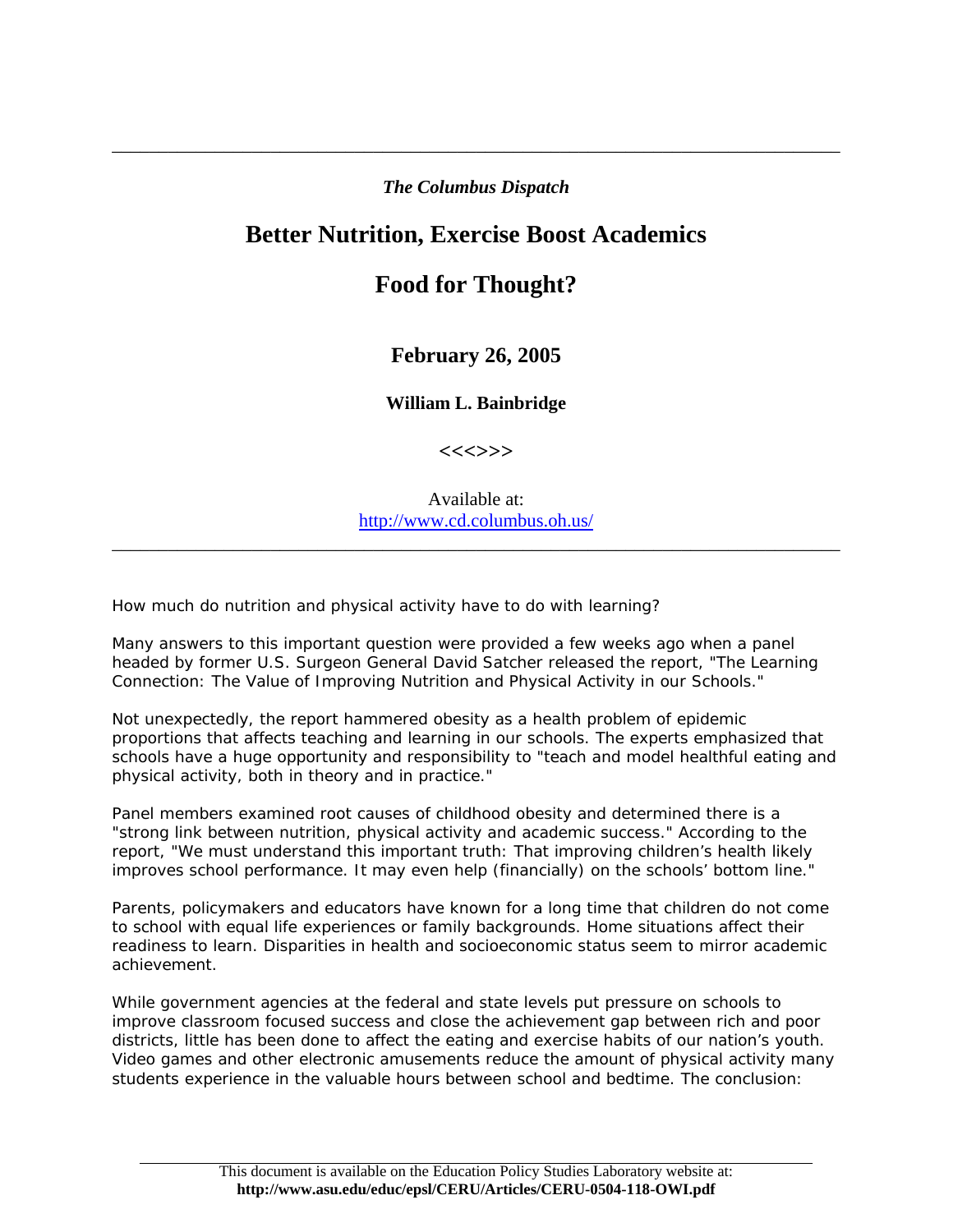*The Columbus Dispatch*

# Better Nutrition, Exercise Boost Academics

# Food for Thought?

### February 26, 2005

**William L. Bainbridge**

<<<>>>

Available at:
[http://www.cd.columbus.oh.us/](http://www.cd.columbus.oh.us/)

---

How much do nutrition and physical activity have to do with learning?

Many answers to this important question were provided a few weeks ago when a panel headed by former U.S. Surgeon General David Satcher released the report, "The Learning Connection: The Value of Improving Nutrition and Physical Activity in our Schools."

Not unexpectedly, the report hammered obesity as a health problem of epidemic proportions that affects teaching and learning in our schools. The experts emphasized that schools have a huge opportunity and responsibility to "teach and model healthful eating and physical activity, both in theory and in practice."

Panel members examined root causes of childhood obesity and determined there is a "strong link between nutrition, physical activity and academic success." According to the report, "We must understand this important truth: That improving children's health likely improves school performance. It may even help (financially) on the schools' bottom line."

Parents, policymakers and educators have known for a long time that children do not come to school with equal life experiences or family backgrounds. Home situations affect their readiness to learn. Disparities in health and socioeconomic status seem to mirror academic achievement.

While government agencies at the federal and state levels put pressure on schools to improve classroom focused success and close the achievement gap between rich and poor districts, little has been done to affect the eating and exercise habits of our nation's youth. Video games and other electronic amusements reduce the amount of physical activity many students experience in the valuable hours between school and bedtime. The conclusion:

This document is available on the Education Policy Studies Laboratory website at:
**http://www.asu.edu/educ/epsl/CERU/Articles/CERU-0504-118-OWI.pdf**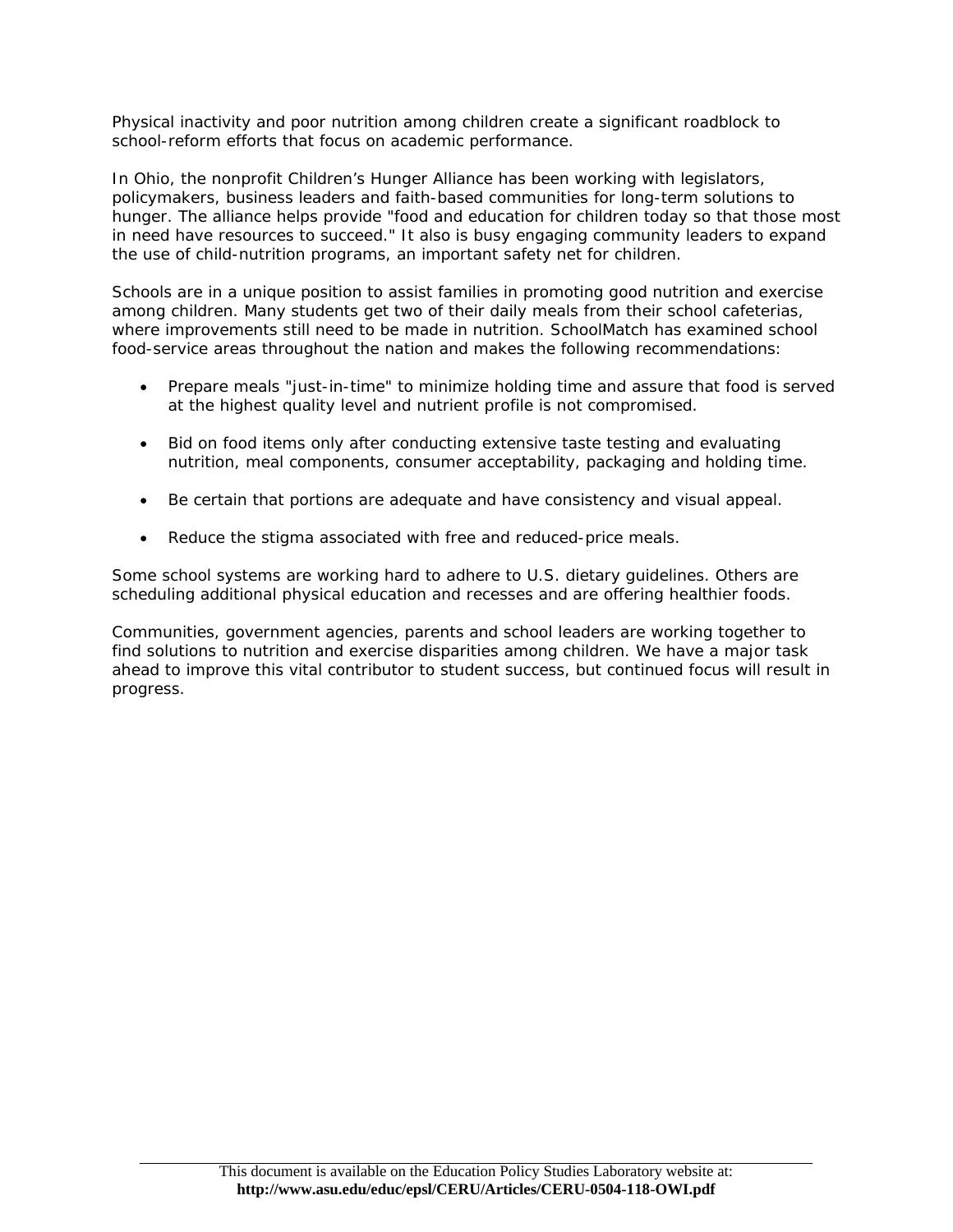Physical inactivity and poor nutrition among children create a significant roadblock to school-reform efforts that focus on academic performance.

In Ohio, the nonprofit Children's Hunger Alliance has been working with legislators, policymakers, business leaders and faith-based communities for long-term solutions to hunger. The alliance helps provide "food and education for children today so that those most in need have resources to succeed." It also is busy engaging community leaders to expand the use of child-nutrition programs, an important safety net for children.

Schools are in a unique position to assist families in promoting good nutrition and exercise among children. Many students get two of their daily meals from their school cafeterias, where improvements still need to be made in nutrition. SchoolMatch has examined school food-service areas throughout the nation and makes the following recommendations:

- Prepare meals "just-in-time" to minimize holding time and assure that food is served at the highest quality level and nutrient profile is not compromised.
- Bid on food items only after conducting extensive taste testing and evaluating nutrition, meal components, consumer acceptability, packaging and holding time.
- Be certain that portions are adequate and have consistency and visual appeal.
- Reduce the stigma associated with free and reduced-price meals.

Some school systems are working hard to adhere to U.S. dietary guidelines. Others are scheduling additional physical education and recesses and are offering healthier foods.

Communities, government agencies, parents and school leaders are working together to find solutions to nutrition and exercise disparities among children. We have a major task ahead to improve this vital contributor to student success, but continued focus will result in progress.